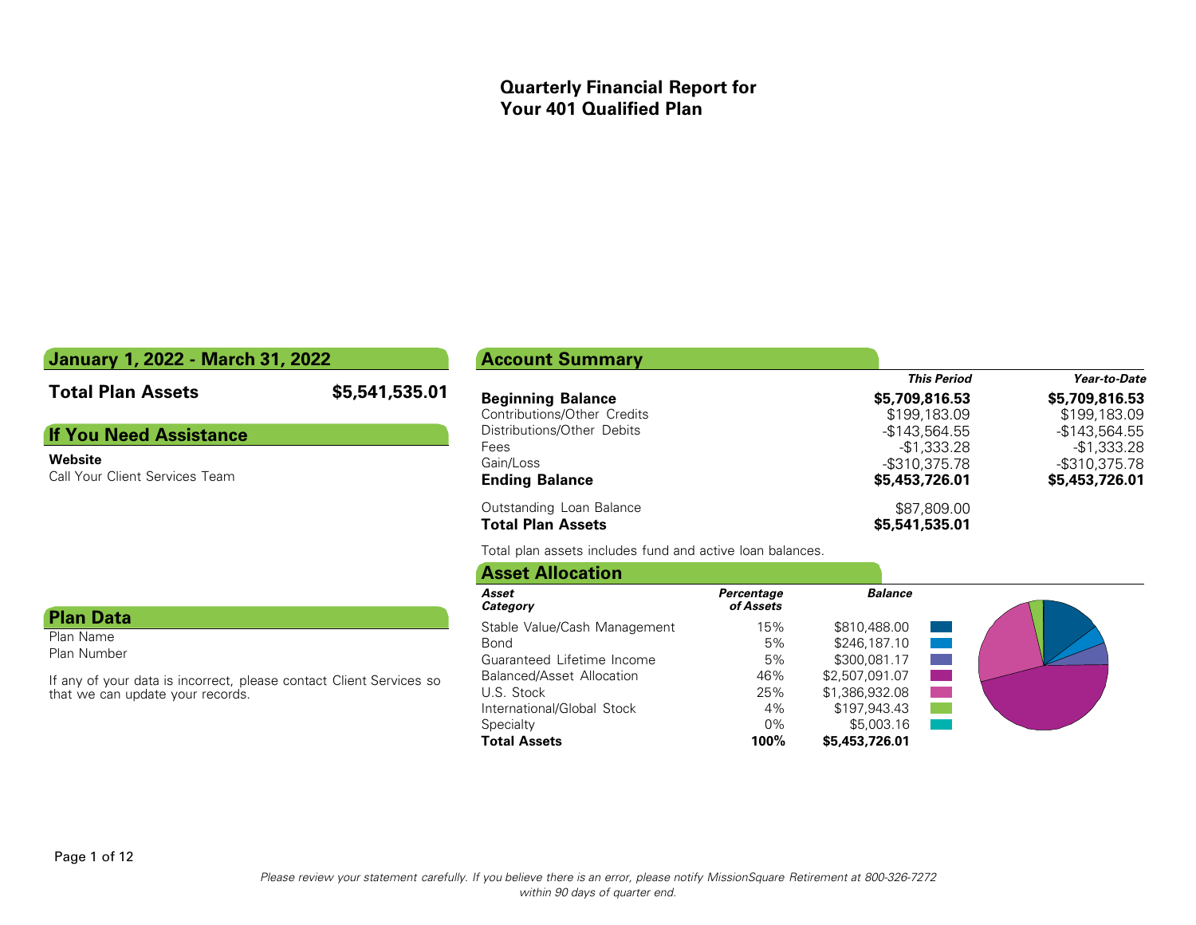# Quarterly Financial Report for Your 401 Qualified Plan

## January 1, 2022 - March 31, 2022

**Total Plan Assets** **$5,541,535.01**

## If You Need Assistance

**Website**

Call Your Client Services Team

## Plan Data

Plan Name

Plan Number

If any of your data is incorrect, please contact Client Services so that we can update your records.

## Account Summary

| | *This Period* | *Year-to-Date* |
|---|---|---|
| **Beginning Balance** | **$5,709,816.53** | **$5,709,816.53** |
| Contributions/Other Credits | $199,183.09 | $199,183.09 |
| Distributions/Other Debits | -$143,564.55 | -$143,564.55 |
| Fees | -$1,333.28 | -$1,333.28 |
| Gain/Loss | -$310,375.78 | -$310,375.78 |
| **Ending Balance** | **$5,453,726.01** | **$5,453,726.01** |
| Outstanding Loan Balance | $87,809.00 | |
| **Total Plan Assets** | **$5,541,535.01** | |

Total plan assets includes fund and active loan balances.

## Asset Allocation

| *Asset Category* | *Percentage of Assets* | *Balance* |
|---|---|---|
| Stable Value/Cash Management | 15% | $810,488.00 |
| Bond | 5% | $246,187.10 |
| Guaranteed Lifetime Income | 5% | $300,081.17 |
| Balanced/Asset Allocation | 46% | $2,507,091.07 |
| U.S. Stock | 25% | $1,386,932.08 |
| International/Global Stock | 4% | $197,943.43 |
| Specialty | 0% | $5,003.16 |
| **Total Assets** | **100%** | **$5,453,726.01** |

*Please review your statement carefully. If you believe there is an error, please notify MissionSquare Retirement at 800-326-7272 within 90 days of quarter end.*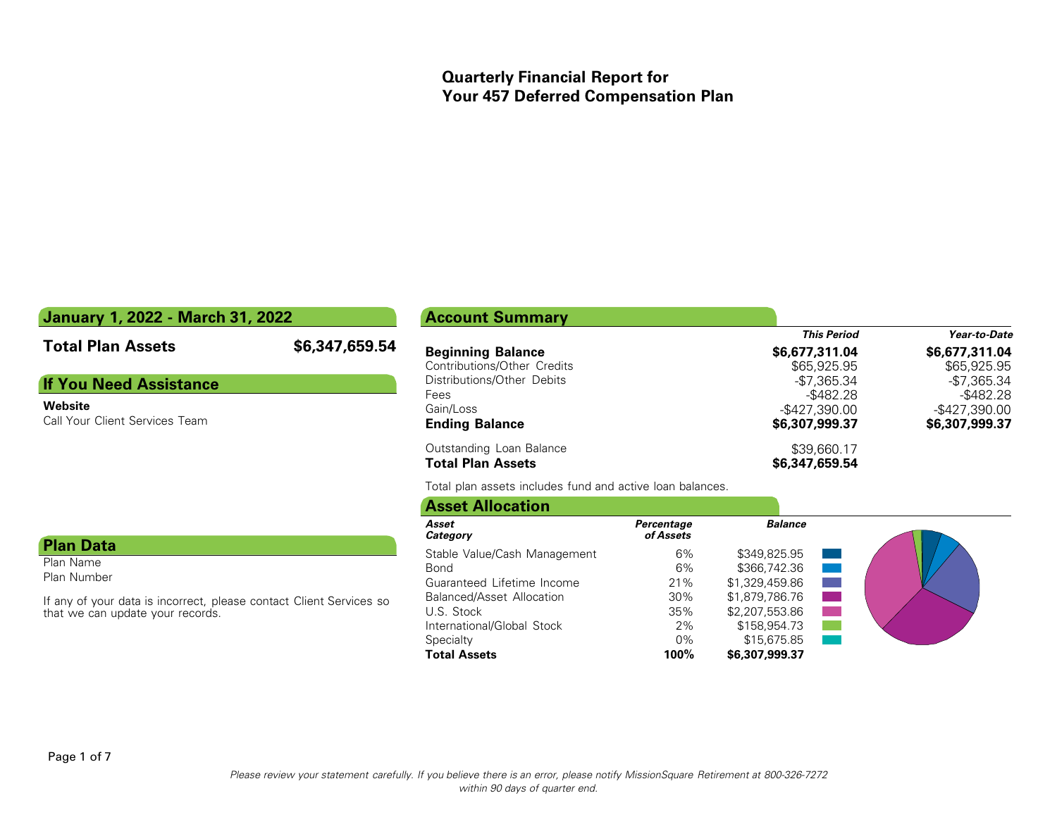# Quarterly Financial Report for Your 457 Deferred Compensation Plan

## January 1, 2022 - March 31, 2022

**Total Plan Assets** **$6,347,659.54**

## If You Need Assistance

**Website**

Call Your Client Services Team

## Plan Data

Plan Name

Plan Number

If any of your data is incorrect, please contact Client Services so that we can update your records.

## Account Summary

| | *This Period* | *Year-to-Date* |
|---|---|---|
| **Beginning Balance** | **$6,677,311.04** | **$6,677,311.04** |
| Contributions/Other Credits | $65,925.95 | $65,925.95 |
| Distributions/Other Debits | -$7,365.34 | -$7,365.34 |
| Fees | -$482.28 | -$482.28 |
| Gain/Loss | -$427,390.00 | -$427,390.00 |
| **Ending Balance** | **$6,307,999.37** | **$6,307,999.37** |
| Outstanding Loan Balance | $39,660.17 | |
| **Total Plan Assets** | **$6,347,659.54** | |

Total plan assets includes fund and active loan balances.

## Asset Allocation

| *Asset Category* | *Percentage of Assets* | *Balance* |
|---|---|---|
| Stable Value/Cash Management | 6% | $349,825.95 |
| Bond | 6% | $366,742.36 |
| Guaranteed Lifetime Income | 21% | $1,329,459.86 |
| Balanced/Asset Allocation | 30% | $1,879,786.76 |
| U.S. Stock | 35% | $2,207,553.86 |
| International/Global Stock | 2% | $158,954.73 |
| Specialty | 0% | $15,675.85 |
| **Total Assets** | **100%** | **$6,307,999.37** |

*Please review your statement carefully. If you believe there is an error, please notify MissionSquare Retirement at 800-326-7272 within 90 days of quarter end.*